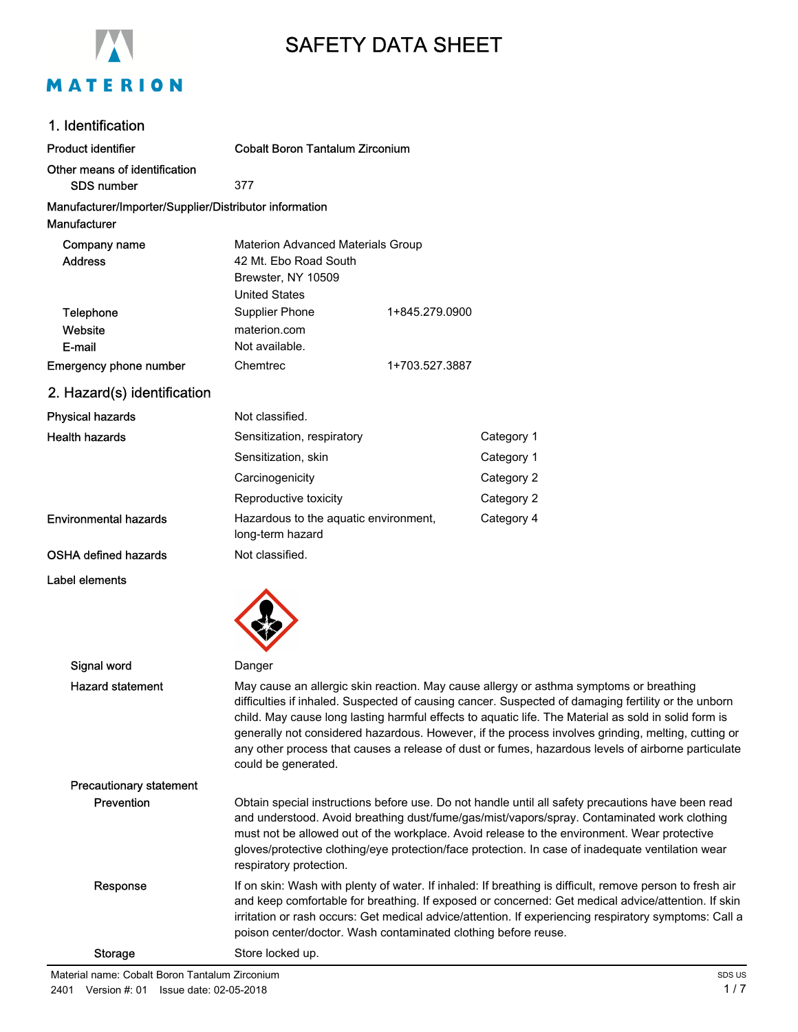# SAFETY DATA SHEET

## 1. Identification

| | | |
|---|---|---|
| **Product identifier** | **Cobalt Boron Tantalum Zirconium** | |
| **Other means of identification** | | |
| **SDS number** | 377 | |
| **Manufacturer/Importer/Supplier/Distributor information** | | |
| **Manufacturer** | | |
| **Company name** | Materion Advanced Materials Group | |
| **Address** | 42 Mt. Ebo Road South<br>Brewster, NY 10509<br>United States | |
| **Telephone** | Supplier Phone | 1+845.279.0900 |
| **Website** | materion.com | |
| **E-mail** | Not available. | |
| **Emergency phone number** | Chemtrec | 1+703.527.3887 |

## 2. Hazard(s) identification

| | | |
|---|---|---|
| **Physical hazards** | Not classified. | |
| **Health hazards** | Sensitization, respiratory | Category 1 |
| | Sensitization, skin | Category 1 |
| | Carcinogenicity | Category 2 |
| | Reproductive toxicity | Category 2 |
| **Environmental hazards** | Hazardous to the aquatic environment, long-term hazard | Category 4 |
| **OSHA defined hazards** | Not classified. | |

**Label elements**

**Signal word**: Danger

**Hazard statement**: May cause an allergic skin reaction. May cause allergy or asthma symptoms or breathing difficulties if inhaled. Suspected of causing cancer. Suspected of damaging fertility or the unborn child. May cause long lasting harmful effects to aquatic life. The Material as sold in solid form is generally not considered hazardous. However, if the process involves grinding, melting, cutting or any other process that causes a release of dust or fumes, hazardous levels of airborne particulate could be generated.

**Precautionary statement**

**Prevention**: Obtain special instructions before use. Do not handle until all safety precautions have been read and understood. Avoid breathing dust/fume/gas/mist/vapors/spray. Contaminated work clothing must not be allowed out of the workplace. Avoid release to the environment. Wear protective gloves/protective clothing/eye protection/face protection. In case of inadequate ventilation wear respiratory protection.

**Response**: If on skin: Wash with plenty of water. If inhaled: If breathing is difficult, remove person to fresh air and keep comfortable for breathing. If exposed or concerned: Get medical advice/attention. If skin irritation or rash occurs: Get medical advice/attention. If experiencing respiratory symptoms: Call a poison center/doctor. Wash contaminated clothing before reuse.

**Storage**: Store locked up.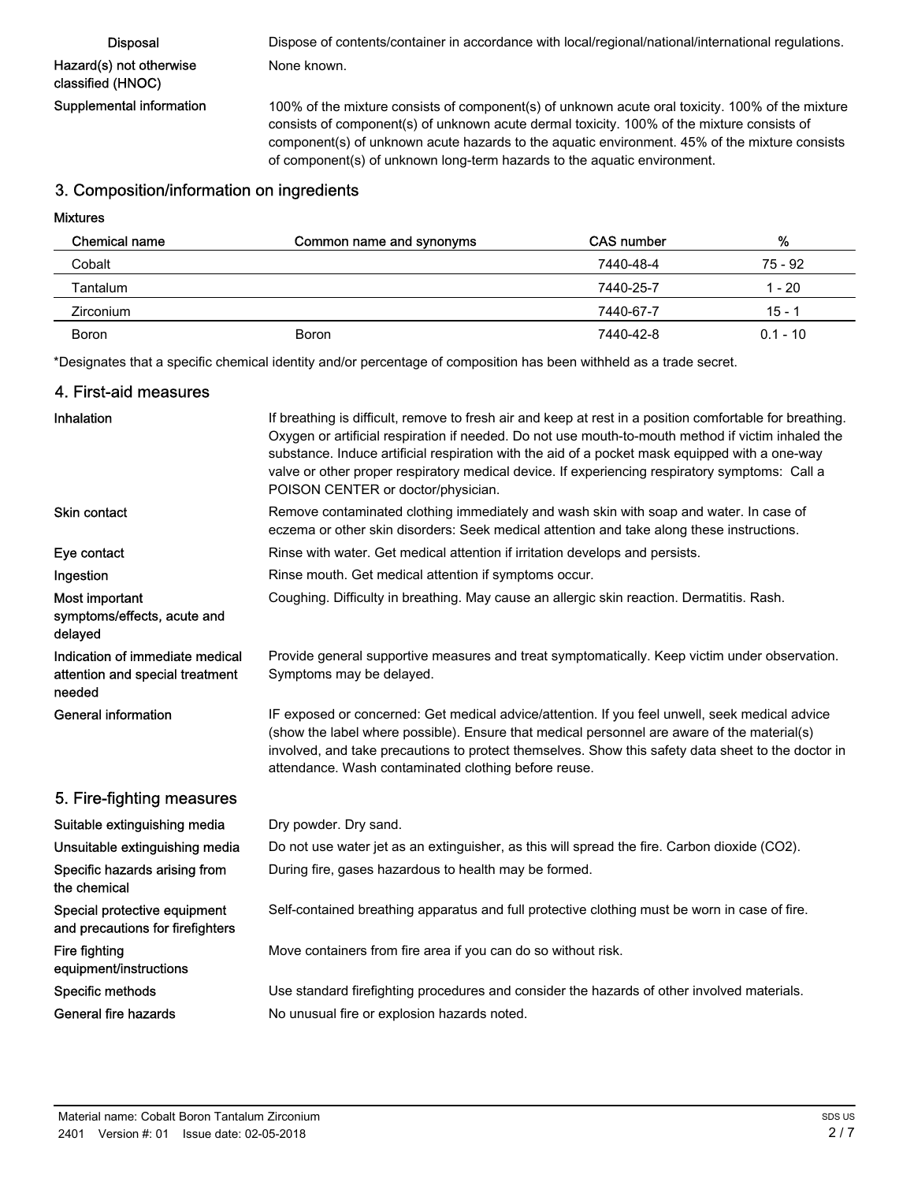| | |
|---|---|
| **Disposal** | Dispose of contents/container in accordance with local/regional/national/international regulations. |
| **Hazard(s) not otherwise classified (HNOC)** | None known. |
| **Supplemental information** | 100% of the mixture consists of component(s) of unknown acute oral toxicity. 100% of the mixture consists of component(s) of unknown acute dermal toxicity. 100% of the mixture consists of component(s) of unknown acute hazards to the aquatic environment. 45% of the mixture consists of component(s) of unknown long-term hazards to the aquatic environment. |

## 3. Composition/information on ingredients

**Mixtures**

| Chemical name | Common name and synonyms | CAS number | % |
|---|---|---|---|
| Cobalt | | 7440-48-4 | 75 - 92 |
| Tantalum | | 7440-25-7 | 1 - 20 |
| Zirconium | | 7440-67-7 | 15 - 1 |
| Boron | Boron | 7440-42-8 | 0.1 - 10 |

*Designates that a specific chemical identity and/or percentage of composition has been withheld as a trade secret.

## 4. First-aid measures

| | |
|---|---|
| **Inhalation** | If breathing is difficult, remove to fresh air and keep at rest in a position comfortable for breathing. Oxygen or artificial respiration if needed. Do not use mouth-to-mouth method if victim inhaled the substance. Induce artificial respiration with the aid of a pocket mask equipped with a one-way valve or other proper respiratory medical device. If experiencing respiratory symptoms: Call a POISON CENTER or doctor/physician. |
| **Skin contact** | Remove contaminated clothing immediately and wash skin with soap and water. In case of eczema or other skin disorders: Seek medical attention and take along these instructions. |
| **Eye contact** | Rinse with water. Get medical attention if irritation develops and persists. |
| **Ingestion** | Rinse mouth. Get medical attention if symptoms occur. |
| **Most important symptoms/effects, acute and delayed** | Coughing. Difficulty in breathing. May cause an allergic skin reaction. Dermatitis. Rash. |
| **Indication of immediate medical attention and special treatment needed** | Provide general supportive measures and treat symptomatically. Keep victim under observation. Symptoms may be delayed. |
| **General information** | IF exposed or concerned: Get medical advice/attention. If you feel unwell, seek medical advice (show the label where possible). Ensure that medical personnel are aware of the material(s) involved, and take precautions to protect themselves. Show this safety data sheet to the doctor in attendance. Wash contaminated clothing before reuse. |

## 5. Fire-fighting measures

| | |
|---|---|
| **Suitable extinguishing media** | Dry powder. Dry sand. |
| **Unsuitable extinguishing media** | Do not use water jet as an extinguisher, as this will spread the fire. Carbon dioxide ($CO_2$). |
| **Specific hazards arising from the chemical** | During fire, gases hazardous to health may be formed. |
| **Special protective equipment and precautions for firefighters** | Self-contained breathing apparatus and full protective clothing must be worn in case of fire. |
| **Fire fighting equipment/instructions** | Move containers from fire area if you can do so without risk. |
| **Specific methods** | Use standard firefighting procedures and consider the hazards of other involved materials. |
| **General fire hazards** | No unusual fire or explosion hazards noted. |

Material name: Cobalt Boron Tantalum Zirconium

2401 Version #: 01 Issue date: 02-05-2018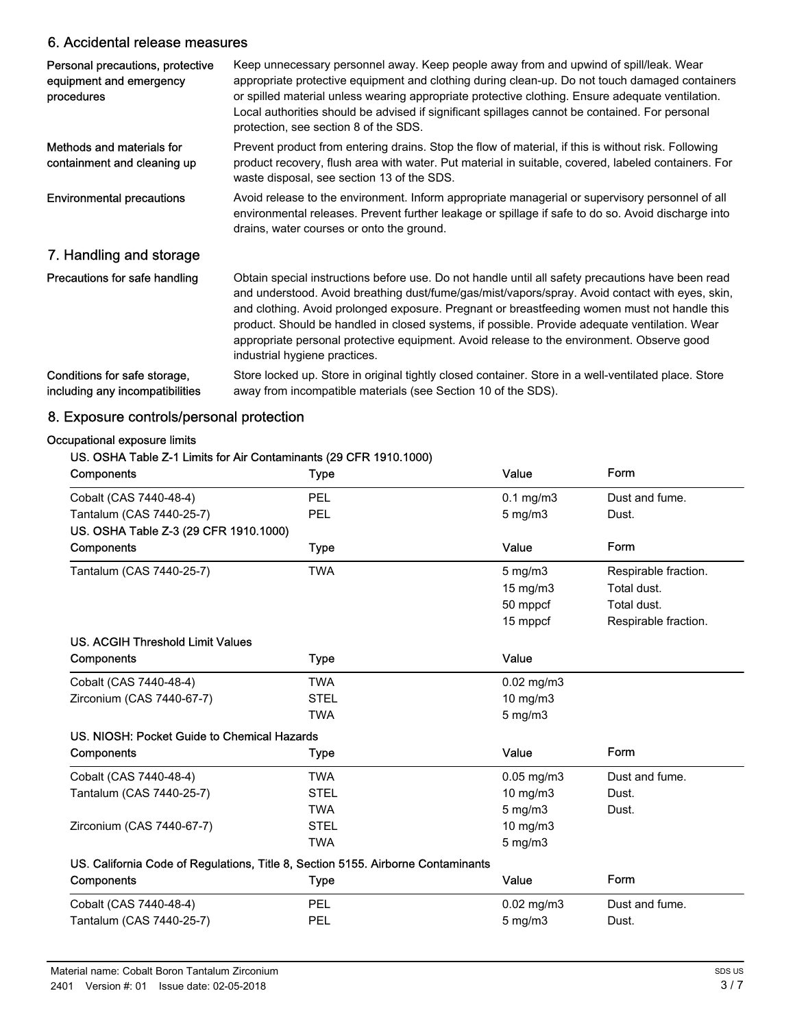## 6. Accidental release measures

**Personal precautions, protective equipment and emergency procedures**

Keep unnecessary personnel away. Keep people away from and upwind of spill/leak. Wear appropriate protective equipment and clothing during clean-up. Do not touch damaged containers or spilled material unless wearing appropriate protective clothing. Ensure adequate ventilation. Local authorities should be advised if significant spillages cannot be contained. For personal protection, see section 8 of the SDS.

**Methods and materials for containment and cleaning up**

Prevent product from entering drains. Stop the flow of material, if this is without risk. Following product recovery, flush area with water. Put material in suitable, covered, labeled containers. For waste disposal, see section 13 of the SDS.

**Environmental precautions**

Avoid release to the environment. Inform appropriate managerial or supervisory personnel of all environmental releases. Prevent further leakage or spillage if safe to do so. Avoid discharge into drains, water courses or onto the ground.

## 7. Handling and storage

**Precautions for safe handling**

Obtain special instructions before use. Do not handle until all safety precautions have been read and understood. Avoid breathing dust/fume/gas/mist/vapors/spray. Avoid contact with eyes, skin, and clothing. Avoid prolonged exposure. Pregnant or breastfeeding women must not handle this product. Should be handled in closed systems, if possible. Provide adequate ventilation. Wear appropriate personal protective equipment. Avoid release to the environment. Observe good industrial hygiene practices.

**Conditions for safe storage, including any incompatibilities**

Store locked up. Store in original tightly closed container. Store in a well-ventilated place. Store away from incompatible materials (see Section 10 of the SDS).

## 8. Exposure controls/personal protection

**Occupational exposure limits**

**US. OSHA Table Z-1 Limits for Air Contaminants (29 CFR 1910.1000)**

| Components | Type | Value | Form |
|---|---|---|---|
| Cobalt (CAS 7440-48-4) | PEL | 0.1 mg/m3 | Dust and fume. |
| Tantalum (CAS 7440-25-7) | PEL | 5 mg/m3 | Dust. |

**US. OSHA Table Z-3 (29 CFR 1910.1000)**

| Components | Type | Value | Form |
|---|---|---|---|
| Tantalum (CAS 7440-25-7) | TWA | 5 mg/m3 | Respirable fraction. |
| | | 15 mg/m3 | Total dust. |
| | | 50 mppcf | Total dust. |
| | | 15 mppcf | Respirable fraction. |

**US. ACGIH Threshold Limit Values**

| Components | Type | Value |
|---|---|---|
| Cobalt (CAS 7440-48-4) | TWA | 0.02 mg/m3 |
| Zirconium (CAS 7440-67-7) | STEL | 10 mg/m3 |
| | TWA | 5 mg/m3 |

**US. NIOSH: Pocket Guide to Chemical Hazards**

| Components | Type | Value | Form |
|---|---|---|---|
| Cobalt (CAS 7440-48-4) | TWA | 0.05 mg/m3 | Dust and fume. |
| Tantalum (CAS 7440-25-7) | STEL | 10 mg/m3 | Dust. |
| | TWA | 5 mg/m3 | Dust. |
| Zirconium (CAS 7440-67-7) | STEL | 10 mg/m3 | |
| | TWA | 5 mg/m3 | |

**US. California Code of Regulations, Title 8, Section 5155. Airborne Contaminants**

| Components | Type | Value | Form |
|---|---|---|---|
| Cobalt (CAS 7440-48-4) | PEL | 0.02 mg/m3 | Dust and fume. |
| Tantalum (CAS 7440-25-7) | PEL | 5 mg/m3 | Dust. |

Material name: Cobalt Boron Tantalum Zirconium
2401 Version #: 01 Issue date: 02-05-2018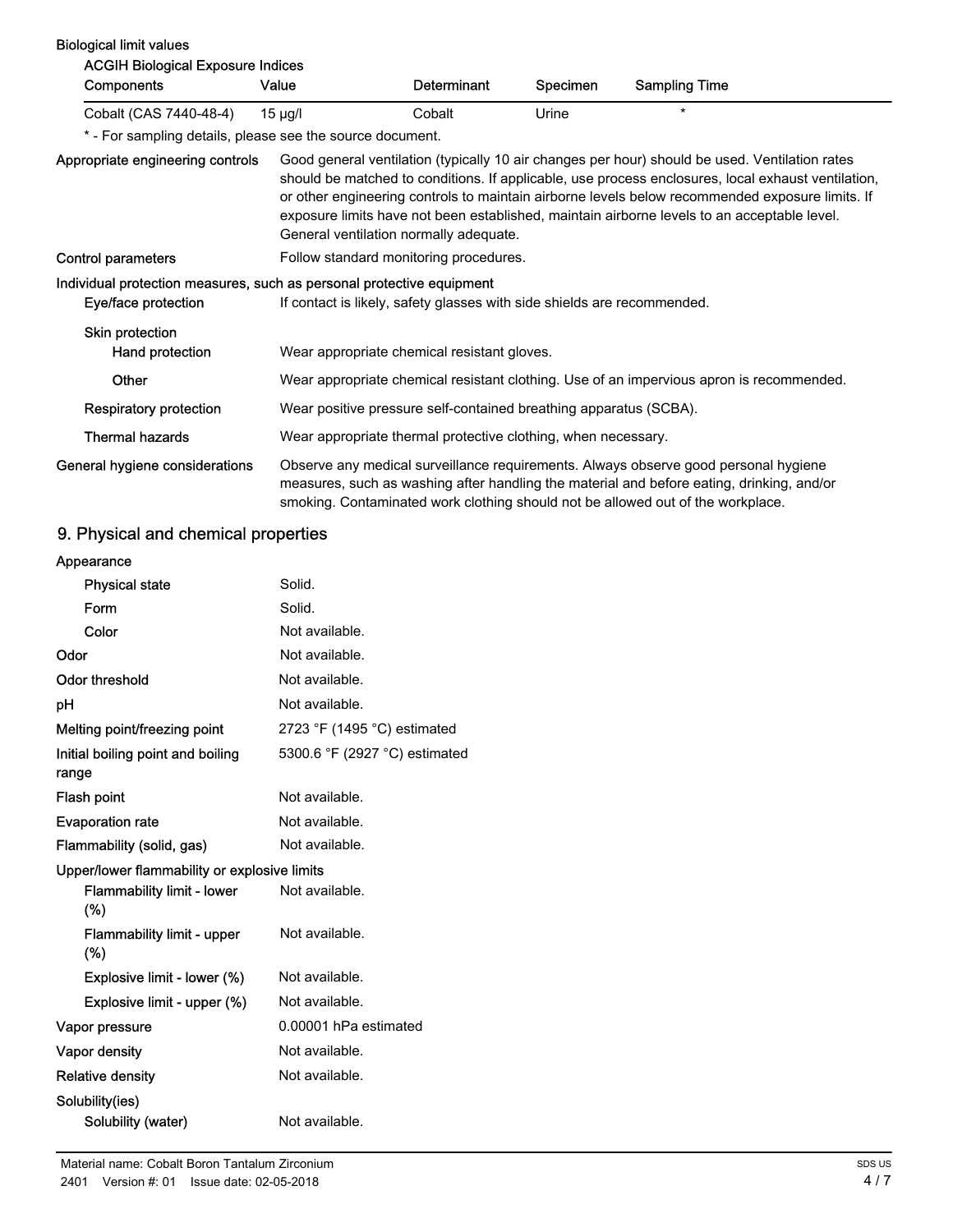**Biological limit values**

**ACGIH Biological Exposure Indices**

| Components | Value | Determinant | Specimen | Sampling Time |
|---|---|---|---|---|
| Cobalt (CAS 7440-48-4) | 15 µg/l | Cobalt | Urine | * |

* - For sampling details, please see the source document.

| | |
|---|---|
| **Appropriate engineering controls** | Good general ventilation (typically 10 air changes per hour) should be used. Ventilation rates should be matched to conditions. If applicable, use process enclosures, local exhaust ventilation, or other engineering controls to maintain airborne levels below recommended exposure limits. If exposure limits have not been established, maintain airborne levels to an acceptable level. General ventilation normally adequate. |
| **Control parameters** | Follow standard monitoring procedures. |

**Individual protection measures, such as personal protective equipment**

| | |
|---|---|
| **Eye/face protection** | If contact is likely, safety glasses with side shields are recommended. |
| **Skin protection** | |
| **Hand protection** | Wear appropriate chemical resistant gloves. |
| **Other** | Wear appropriate chemical resistant clothing. Use of an impervious apron is recommended. |
| **Respiratory protection** | Wear positive pressure self-contained breathing apparatus (SCBA). |
| **Thermal hazards** | Wear appropriate thermal protective clothing, when necessary. |
| **General hygiene considerations** | Observe any medical surveillance requirements. Always observe good personal hygiene measures, such as washing after handling the material and before eating, drinking, and/or smoking. Contaminated work clothing should not be allowed out of the workplace. |

## 9. Physical and chemical properties

| | |
|---|---|
| **Appearance** | |
| **Physical state** | Solid. |
| **Form** | Solid. |
| **Color** | Not available. |
| **Odor** | Not available. |
| **Odor threshold** | Not available. |
| **pH** | Not available. |
| **Melting point/freezing point** | 2723 °F (1495 °C) estimated |
| **Initial boiling point and boiling range** | 5300.6 °F (2927 °C) estimated |
| **Flash point** | Not available. |
| **Evaporation rate** | Not available. |
| **Flammability (solid, gas)** | Not available. |
| **Upper/lower flammability or explosive limits** | |
| **Flammability limit - lower (%)** | Not available. |
| **Flammability limit - upper (%)** | Not available. |
| **Explosive limit - lower (%)** | Not available. |
| **Explosive limit - upper (%)** | Not available. |
| **Vapor pressure** | 0.00001 hPa estimated |
| **Vapor density** | Not available. |
| **Relative density** | Not available. |
| **Solubility(ies)** | |
| **Solubility (water)** | Not available. |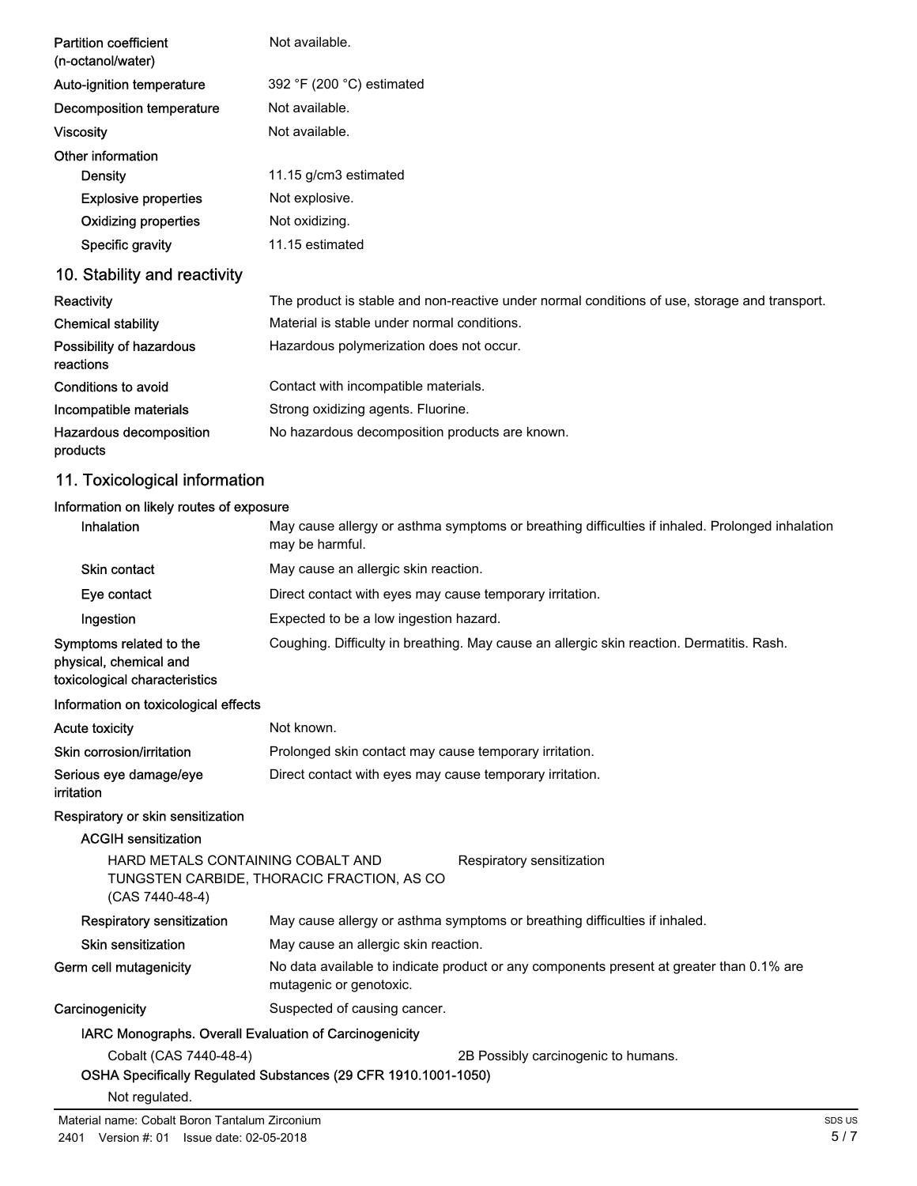| | |
|---|---|
| Partition coefficient (n-octanol/water) | Not available. |
| Auto-ignition temperature | 392 °F (200 °C) estimated |
| Decomposition temperature | Not available. |
| Viscosity | Not available. |

**Other information**

| | |
|---|---|
| Density | 11.15 g/cm3 estimated |
| Explosive properties | Not explosive. |
| Oxidizing properties | Not oxidizing. |
| Specific gravity | 11.15 estimated |

## 10. Stability and reactivity

| | |
|---|---|
| Reactivity | The product is stable and non-reactive under normal conditions of use, storage and transport. |
| Chemical stability | Material is stable under normal conditions. |
| Possibility of hazardous reactions | Hazardous polymerization does not occur. |
| Conditions to avoid | Contact with incompatible materials. |
| Incompatible materials | Strong oxidizing agents. Fluorine. |
| Hazardous decomposition products | No hazardous decomposition products are known. |

## 11. Toxicological information

**Information on likely routes of exposure**

| | |
|---|---|
| Inhalation | May cause allergy or asthma symptoms or breathing difficulties if inhaled. Prolonged inhalation may be harmful. |
| Skin contact | May cause an allergic skin reaction. |
| Eye contact | Direct contact with eyes may cause temporary irritation. |
| Ingestion | Expected to be a low ingestion hazard. |
| Symptoms related to the physical, chemical and toxicological characteristics | Coughing. Difficulty in breathing. May cause an allergic skin reaction. Dermatitis. Rash. |

**Information on toxicological effects**

| | |
|---|---|
| Acute toxicity | Not known. |
| Skin corrosion/irritation | Prolonged skin contact may cause temporary irritation. |
| Serious eye damage/eye irritation | Direct contact with eyes may cause temporary irritation. |

**Respiratory or skin sensitization**

**ACGIH sensitization**

| | |
|---|---|
| HARD METALS CONTAINING COBALT AND TUNGSTEN CARBIDE, THORACIC FRACTION, AS CO (CAS 7440-48-4) | Respiratory sensitization |

| | |
|---|---|
| Respiratory sensitization | May cause allergy or asthma symptoms or breathing difficulties if inhaled. |
| Skin sensitization | May cause an allergic skin reaction. |
| Germ cell mutagenicity | No data available to indicate product or any components present at greater than 0.1% are mutagenic or genotoxic. |
| Carcinogenicity | Suspected of causing cancer. |

**IARC Monographs. Overall Evaluation of Carcinogenicity**

| | |
|---|---|
| Cobalt (CAS 7440-48-4) | 2B Possibly carcinogenic to humans. |

**OSHA Specifically Regulated Substances (29 CFR 1910.1001-1050)**

Not regulated.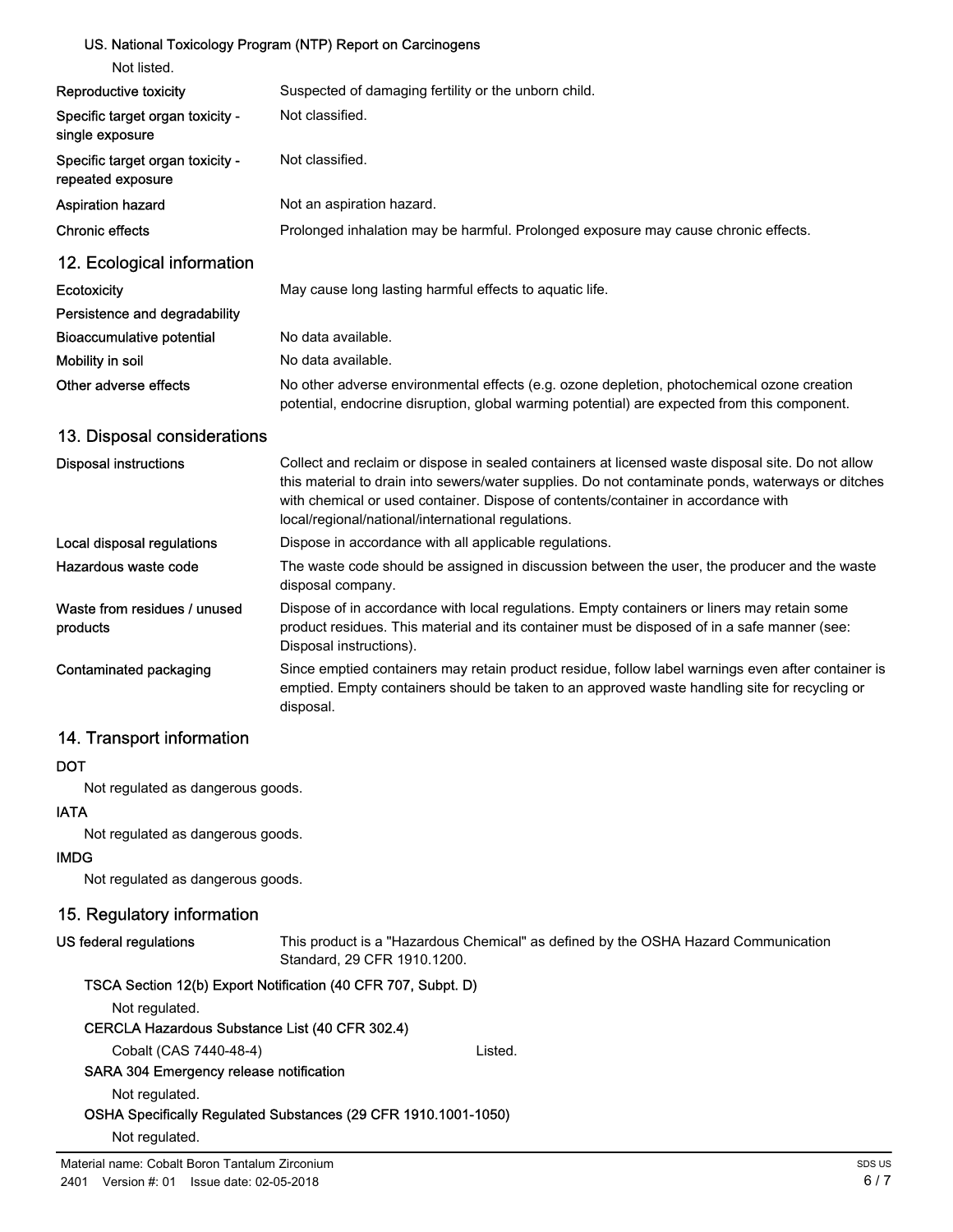**US. National Toxicology Program (NTP) Report on Carcinogens**

Not listed.

| | |
|---|---|
| **Reproductive toxicity** | Suspected of damaging fertility or the unborn child. |
| **Specific target organ toxicity - single exposure** | Not classified. |
| **Specific target organ toxicity - repeated exposure** | Not classified. |
| **Aspiration hazard** | Not an aspiration hazard. |
| **Chronic effects** | Prolonged inhalation may be harmful. Prolonged exposure may cause chronic effects. |

## 12. Ecological information

| | |
|---|---|
| **Ecotoxicity** | May cause long lasting harmful effects to aquatic life. |
| **Persistence and degradability** | |
| **Bioaccumulative potential** | No data available. |
| **Mobility in soil** | No data available. |
| **Other adverse effects** | No other adverse environmental effects (e.g. ozone depletion, photochemical ozone creation potential, endocrine disruption, global warming potential) are expected from this component. |

## 13. Disposal considerations

| | |
|---|---|
| **Disposal instructions** | Collect and reclaim or dispose in sealed containers at licensed waste disposal site. Do not allow this material to drain into sewers/water supplies. Do not contaminate ponds, waterways or ditches with chemical or used container. Dispose of contents/container in accordance with local/regional/national/international regulations. |
| **Local disposal regulations** | Dispose in accordance with all applicable regulations. |
| **Hazardous waste code** | The waste code should be assigned in discussion between the user, the producer and the waste disposal company. |
| **Waste from residues / unused products** | Dispose of in accordance with local regulations. Empty containers or liners may retain some product residues. This material and its container must be disposed of in a safe manner (see: Disposal instructions). |
| **Contaminated packaging** | Since emptied containers may retain product residue, follow label warnings even after container is emptied. Empty containers should be taken to an approved waste handling site for recycling or disposal. |

## 14. Transport information

**DOT**

Not regulated as dangerous goods.

**IATA**

Not regulated as dangerous goods.

**IMDG**

Not regulated as dangerous goods.

## 15. Regulatory information

**US federal regulations** — This product is a "Hazardous Chemical" as defined by the OSHA Hazard Communication Standard, 29 CFR 1910.1200.

**TSCA Section 12(b) Export Notification (40 CFR 707, Subpt. D)**

Not regulated.

**CERCLA Hazardous Substance List (40 CFR 302.4)**

| | |
|---|---|
| Cobalt (CAS 7440-48-4) | Listed. |

**SARA 304 Emergency release notification**

Not regulated.

**OSHA Specifically Regulated Substances (29 CFR 1910.1001-1050)**

Not regulated.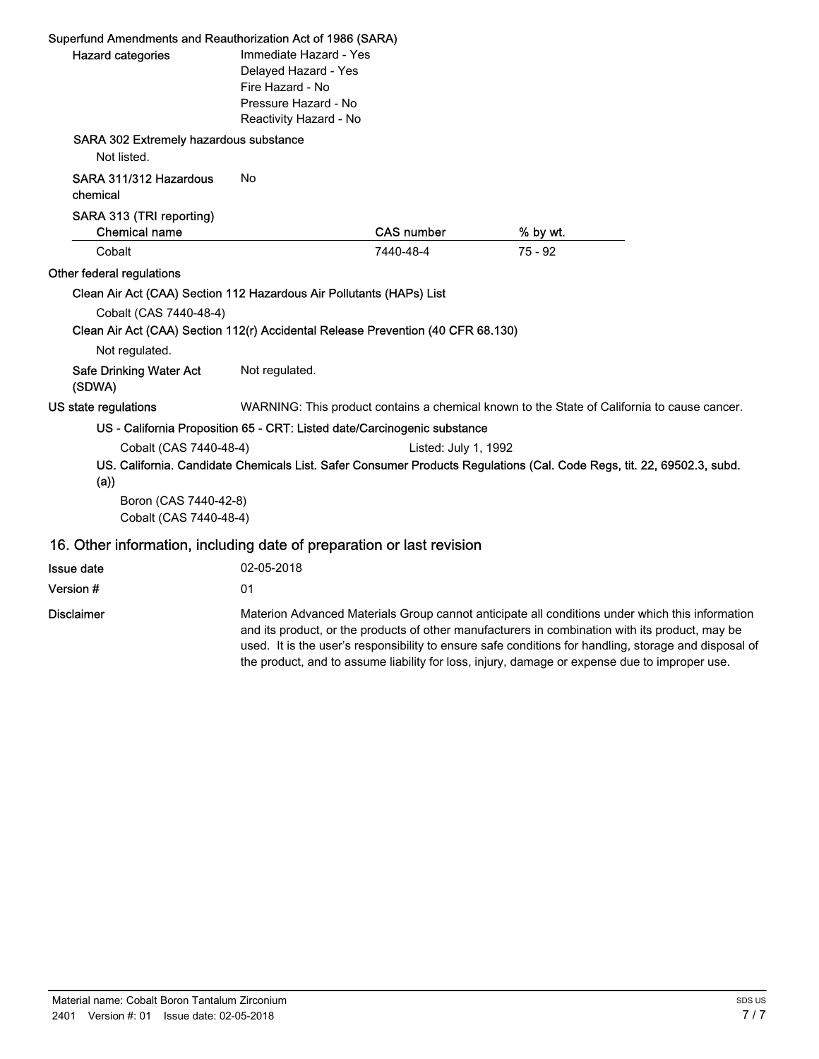**Superfund Amendments and Reauthorization Act of 1986 (SARA)**

**Hazard categories**

Immediate Hazard - Yes
Delayed Hazard - Yes
Fire Hazard - No
Pressure Hazard - No
Reactivity Hazard - No

**SARA 302 Extremely hazardous substance**

Not listed.

**SARA 311/312 Hazardous chemical** No

**SARA 313 (TRI reporting)**

| Chemical name | CAS number | % by wt. |
|---|---|---|
| Cobalt | 7440-48-4 | 75 - 92 |

**Other federal regulations**

**Clean Air Act (CAA) Section 112 Hazardous Air Pollutants (HAPs) List**

Cobalt (CAS 7440-48-4)

**Clean Air Act (CAA) Section 112(r) Accidental Release Prevention (40 CFR 68.130)**

Not regulated.

**Safe Drinking Water Act (SDWA)** Not regulated.

**US state regulations** WARNING: This product contains a chemical known to the State of California to cause cancer.

**US - California Proposition 65 - CRT: Listed date/Carcinogenic substance**

Cobalt (CAS 7440-48-4) Listed: July 1, 1992

**US. California. Candidate Chemicals List. Safer Consumer Products Regulations (Cal. Code Regs, tit. 22, 69502.3, subd. (a))**

Boron (CAS 7440-42-8)
Cobalt (CAS 7440-48-4)

## 16. Other information, including date of preparation or last revision

**Issue date** 02-05-2018

**Version #** 01

**Disclaimer** Materion Advanced Materials Group cannot anticipate all conditions under which this information and its product, or the products of other manufacturers in combination with its product, may be used. It is the user's responsibility to ensure safe conditions for handling, storage and disposal of the product, and to assume liability for loss, injury, damage or expense due to improper use.